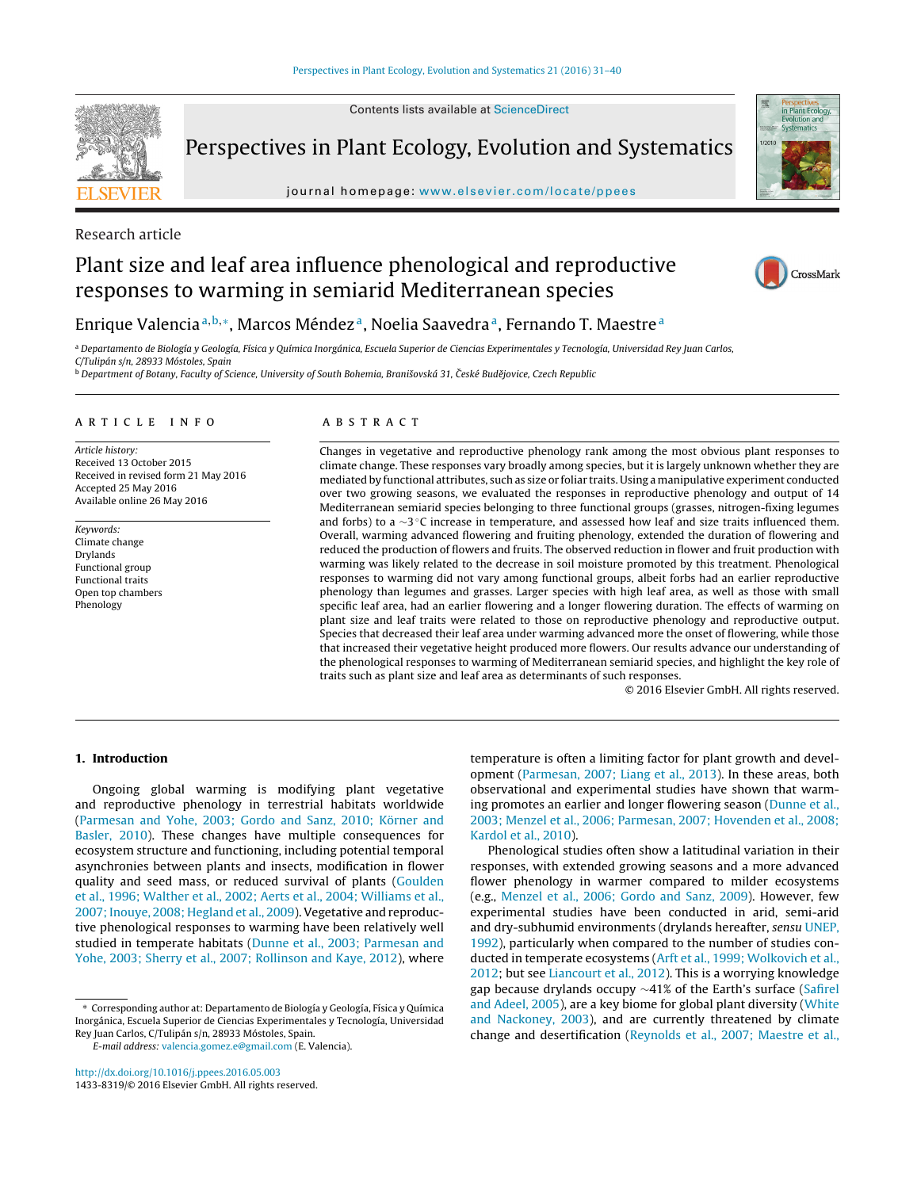Contents lists available at ScienceDirect

# Perspectives in Plant Ecology, Evolution and Systematics

journal homepage: www.elsevier.com/locate/ppees

Research article

# Plant size and leaf area influence phenological and reproductive responses to warming in semiarid Mediterranean species

Enrique Valencia[a,b,*], Marcos Méndez[a], Noelia Saavedra[a], Fernando T. Maestre[a]

[a] Departamento de Biología y Geología, Física y Química Inorgánica, Escuela Superior de Ciencias Experimentales y Tecnología, Universidad Rey Juan Carlos, C/Tulipán s/n, 28933 Móstoles, Spain

[b] Department of Botany, Faculty of Science, University of South Bohemia, Branišovská 31, České Budějovice, Czech Republic

## ARTICLE INFO

*Article history:*
Received 13 October 2015
Received in revised form 21 May 2016
Accepted 25 May 2016
Available online 26 May 2016

*Keywords:*
Climate change
Drylands
Functional group
Functional traits
Open top chambers
Phenology

## ABSTRACT

Changes in vegetative and reproductive phenology rank among the most obvious plant responses to climate change. These responses vary broadly among species, but it is largely unknown whether they are mediated by functional attributes, such as size or foliar traits. Using a manipulative experiment conducted over two growing seasons, we evaluated the responses in reproductive phenology and output of 14 Mediterranean semiarid species belonging to three functional groups (grasses, nitrogen-fixing legumes and forbs) to a ~3 °C increase in temperature, and assessed how leaf and size traits influenced them. Overall, warming advanced flowering and fruiting phenology, extended the duration of flowering and reduced the production of flowers and fruits. The observed reduction in flower and fruit production with warming was likely related to the decrease in soil moisture promoted by this treatment. Phenological responses to warming did not vary among functional groups, albeit forbs had an earlier reproductive phenology than legumes and grasses. Larger species with high leaf area, as well as those with small specific leaf area, had an earlier flowering and a longer flowering duration. The effects of warming on plant size and leaf traits were related to those on reproductive phenology and reproductive output. Species that decreased their leaf area under warming advanced more the onset of flowering, while those that increased their vegetative height produced more flowers. Our results advance our understanding of the phenological responses to warming of Mediterranean semiarid species, and highlight the key role of traits such as plant size and leaf area as determinants of such responses.

© 2016 Elsevier GmbH. All rights reserved.

## 1. Introduction

Ongoing global warming is modifying plant vegetative and reproductive phenology in terrestrial habitats worldwide (Parmesan and Yohe, 2003; Gordo and Sanz, 2010; Körner and Basler, 2010). These changes have multiple consequences for ecosystem structure and functioning, including potential temporal asynchronies between plants and insects, modification in flower quality and seed mass, or reduced survival of plants (Goulden et al., 1996; Walther et al., 2002; Aerts et al., 2004; Williams et al., 2007; Inouye, 2008; Hegland et al., 2009). Vegetative and reproductive phenological responses to warming have been relatively well studied in temperate habitats (Dunne et al., 2003; Parmesan and Yohe, 2003; Sherry et al., 2007; Rollinson and Kaye, 2012), where temperature is often a limiting factor for plant growth and development (Parmesan, 2007; Liang et al., 2013). In these areas, both observational and experimental studies have shown that warming promotes an earlier and longer flowering season (Dunne et al., 2003; Menzel et al., 2006; Parmesan, 2007; Hovenden et al., 2008; Kardol et al., 2010).

Phenological studies often show a latitudinal variation in their responses, with extended growing seasons and a more advanced flower phenology in warmer compared to milder ecosystems (e.g., Menzel et al., 2006; Gordo and Sanz, 2009). However, few experimental studies have been conducted in arid, semi-arid and dry-subhumid environments (drylands hereafter, *sensu* UNEP, 1992), particularly when compared to the number of studies conducted in temperate ecosystems (Arft et al., 1999; Wolkovich et al., 2012; but see Liancourt et al., 2012). This is a worrying knowledge gap because drylands occupy ~41% of the Earth's surface (Safriel and Adeel, 2005), are a key biome for global plant diversity (White and Nackoney, 2003), and are currently threatened by climate change and desertification (Reynolds et al., 2007; Maestre et al.,

* Corresponding author at: Departamento de Biología y Geología, Física y Química Inorgánica, Escuela Superior de Ciencias Experimentales y Tecnología, Universidad Rey Juan Carlos, C/Tulipán s/n, 28933 Móstoles, Spain.
*E-mail address:* valencia.gomez.e@gmail.com (E. Valencia).

http://dx.doi.org/10.1016/j.ppees.2016.05.003
1433-8319/© 2016 Elsevier GmbH. All rights reserved.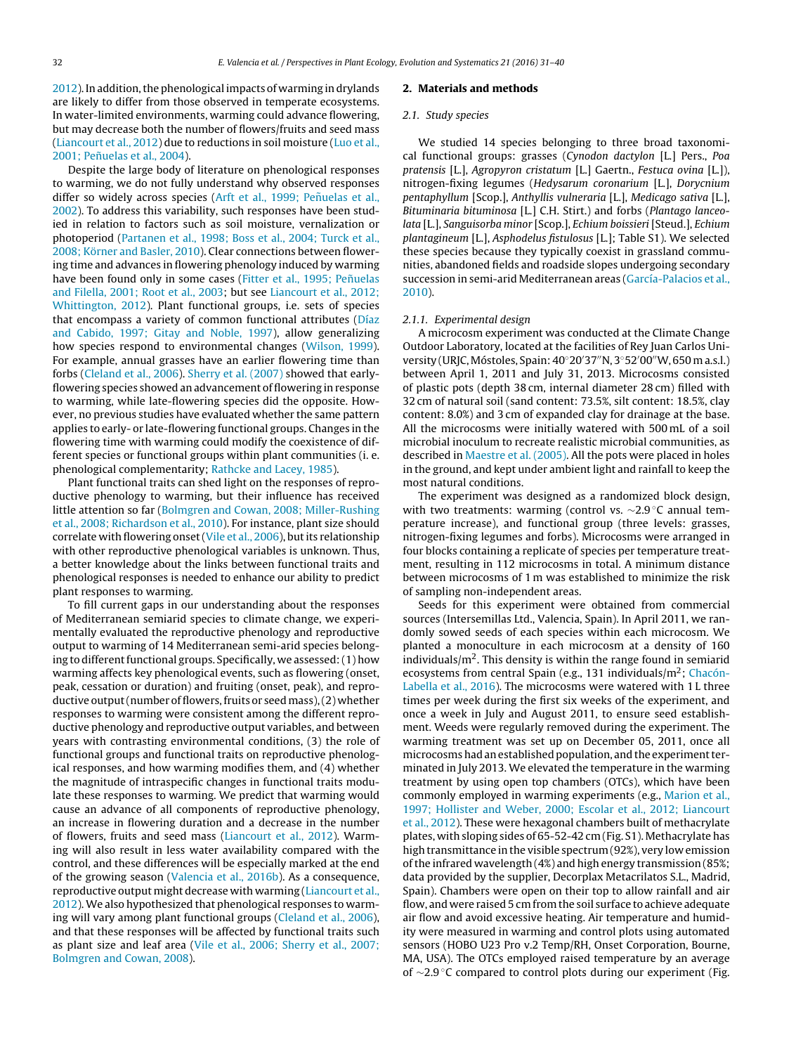2012). In addition, the phenological impacts of warming in drylands are likely to differ from those observed in temperate ecosystems. In water-limited environments, warming could advance flowering, but may decrease both the number of flowers/fruits and seed mass (Liancourt et al., 2012) due to reductions in soil moisture (Luo et al., 2001; Peñuelas et al., 2004).

Despite the large body of literature on phenological responses to warming, we do not fully understand why observed responses differ so widely across species (Arft et al., 1999; Peñuelas et al., 2002). To address this variability, such responses have been studied in relation to factors such as soil moisture, vernalization or photoperiod (Partanen et al., 1998; Boss et al., 2004; Turck et al., 2008; Körner and Basler, 2010). Clear connections between flowering time and advances in flowering phenology induced by warming have been found only in some cases (Fitter et al., 1995; Peñuelas and Filella, 2001; Root et al., 2003; but see Liancourt et al., 2012; Whittington, 2012). Plant functional groups, i.e. sets of species that encompass a variety of common functional attributes (Díaz and Cabido, 1997; Gitay and Noble, 1997), allow generalizing how species respond to environmental changes (Wilson, 1999). For example, annual grasses have an earlier flowering time than forbs (Cleland et al., 2006). Sherry et al. (2007) showed that early-flowering species showed an advancement of flowering in response to warming, while late-flowering species did the opposite. However, no previous studies have evaluated whether the same pattern applies to early- or late-flowering functional groups. Changes in the flowering time with warming could modify the coexistence of different species or functional groups within plant communities (i. e. phenological complementarity; Rathcke and Lacey, 1985).

Plant functional traits can shed light on the responses of reproductive phenology to warming, but their influence has received little attention so far (Bolmgren and Cowan, 2008; Miller-Rushing et al., 2008; Richardson et al., 2010). For instance, plant size should correlate with flowering onset (Vile et al., 2006), but its relationship with other reproductive phenological variables is unknown. Thus, a better knowledge about the links between functional traits and phenological responses is needed to enhance our ability to predict plant responses to warming.

To fill current gaps in our understanding about the responses of Mediterranean semiarid species to climate change, we experimentally evaluated the reproductive phenology and reproductive output to warming of 14 Mediterranean semi-arid species belonging to different functional groups. Specifically, we assessed: (1) how warming affects key phenological events, such as flowering (onset, peak, cessation or duration) and fruiting (onset, peak), and reproductive output (number of flowers, fruits or seed mass), (2) whether responses to warming were consistent among the different reproductive phenology and reproductive output variables, and between years with contrasting environmental conditions, (3) the role of functional groups and functional traits on reproductive phenological responses, and how warming modifies them, and (4) whether the magnitude of intraspecific changes in functional traits modulate these responses to warming. We predict that warming would cause an advance of all components of reproductive phenology, an increase in flowering duration and a decrease in the number of flowers, fruits and seed mass (Liancourt et al., 2012). Warming will also result in less water availability compared with the control, and these differences will be especially marked at the end of the growing season (Valencia et al., 2016b). As a consequence, reproductive output might decrease with warming (Liancourt et al., 2012). We also hypothesized that phenological responses to warming will vary among plant functional groups (Cleland et al., 2006), and that these responses will be affected by functional traits such as plant size and leaf area (Vile et al., 2006; Sherry et al., 2007; Bolmgren and Cowan, 2008).

## 2. Materials and methods

### 2.1. Study species

We studied 14 species belonging to three broad taxonomical functional groups: grasses (*Cynodon dactylon* [L.] Pers., *Poa pratensis* [L.], *Agropyron cristatum* [L.] Gaertn., *Festuca ovina* [L.]), nitrogen-fixing legumes (*Hedysarum coronarium* [L.], *Dorycnium pentaphyllum* [Scop.], *Anthyllis vulneraria* [L.], *Medicago sativa* [L.], *Bituminaria bituminosa* [L.] C.H. Stirt.) and forbs (*Plantago lanceolata* [L.], *Sanguisorba minor* [Scop.], *Echium boissieri* [Steud.], *Echium plantagineum* [L.], *Asphodelus fistulosus* [L.]; Table S1). We selected these species because they typically coexist in grassland communities, abandoned fields and roadside slopes undergoing secondary succession in semi-arid Mediterranean areas (García-Palacios et al., 2010).

#### 2.1.1. Experimental design

A microcosm experiment was conducted at the Climate Change Outdoor Laboratory, located at the facilities of Rey Juan Carlos University (URJC, Móstoles, Spain: 40°20′37″N, 3°52′00″W, 650 m a.s.l.) between April 1, 2011 and July 31, 2013. Microcosms consisted of plastic pots (depth 38 cm, internal diameter 28 cm) filled with 32 cm of natural soil (sand content: 73.5%, silt content: 18.5%, clay content: 8.0%) and 3 cm of expanded clay for drainage at the base. All the microcosms were initially watered with 500 mL of a soil microbial inoculum to recreate realistic microbial communities, as described in Maestre et al. (2005). All the pots were placed in holes in the ground, and kept under ambient light and rainfall to keep the most natural conditions.

The experiment was designed as a randomized block design, with two treatments: warming (control vs. ~2.9 °C annual temperature increase), and functional group (three levels: grasses, nitrogen-fixing legumes and forbs). Microcosms were arranged in four blocks containing a replicate of species per temperature treatment, resulting in 112 microcosms in total. A minimum distance between microcosms of 1 m was established to minimize the risk of sampling non-independent areas.

Seeds for this experiment were obtained from commercial sources (Intersemillas Ltd., Valencia, Spain). In April 2011, we randomly sowed seeds of each species within each microcosm. We planted a monoculture in each microcosm at a density of 160 individuals/m$^2$. This density is within the range found in semiarid ecosystems from central Spain (e.g., 131 individuals/m$^2$; Chacón-Labella et al., 2016). The microcosms were watered with 1 L three times per week during the first six weeks of the experiment, and once a week in July and August 2011, to ensure seed establishment. Weeds were regularly removed during the experiment. The warming treatment was set up on December 05, 2011, once all microcosms had an established population, and the experiment terminated in July 2013. We elevated the temperature in the warming treatment by using open top chambers (OTCs), which have been commonly employed in warming experiments (e.g., Marion et al., 1997; Hollister and Weber, 2000; Escolar et al., 2012; Liancourt et al., 2012). These were hexagonal chambers built of methacrylate plates, with sloping sides of 65-52-42 cm (Fig. S1). Methacrylate has high transmittance in the visible spectrum (92%), very low emission of the infrared wavelength (4%) and high energy transmission (85%; data provided by the supplier, Decorplax Metacrilatos S.L., Madrid, Spain). Chambers were open on their top to allow rainfall and air flow, and were raised 5 cm from the soil surface to achieve adequate air flow and avoid excessive heating. Air temperature and humidity were measured in warming and control plots using automated sensors (HOBO U23 Pro v.2 Temp/RH, Onset Corporation, Bourne, MA, USA). The OTCs employed raised temperature by an average of ~2.9 °C compared to control plots during our experiment (Fig.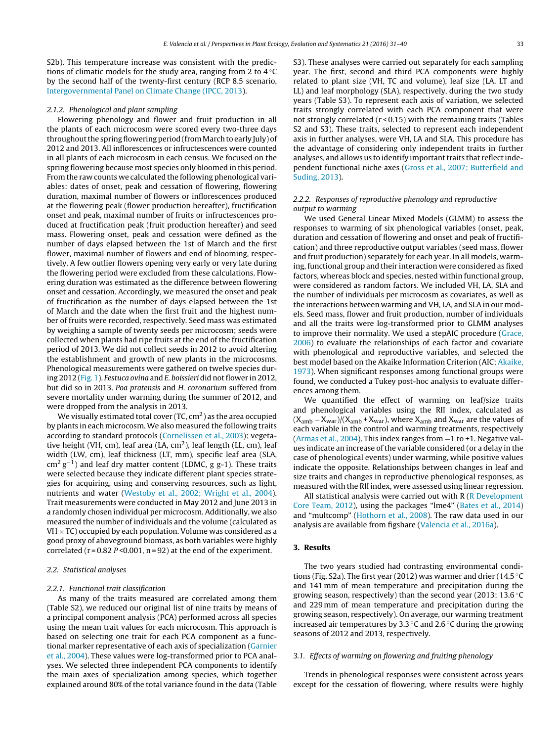S2b). This temperature increase was consistent with the predictions of climatic models for the study area, ranging from 2 to 4 °C by the second half of the twenty-first century (RCP 8.5 scenario, Intergovernmental Panel on Climate Change (IPCC, 2013).

#### 2.1.2. Phenological and plant sampling

Flowering phenology and flower and fruit production in all the plants of each microcosm were scored every two-three days throughout the spring flowering period (from March to early July) of 2012 and 2013. All inflorescences or infructescences were counted in all plants of each microcosm in each census. We focused on the spring flowering because most species only bloomed in this period. From the raw counts we calculated the following phenological variables: dates of onset, peak and cessation of flowering, flowering duration, maximal number of flowers or inflorescences produced at the flowering peak (flower production hereafter), fructification onset and peak, maximal number of fruits or infructescences produced at fructification peak (fruit production hereafter) and seed mass. Flowering onset, peak and cessation were defined as the number of days elapsed between the 1st of March and the first flower, maximal number of flowers and end of blooming, respectively. A few outlier flowers opening very early or very late during the flowering period were excluded from these calculations. Flowering duration was estimated as the difference between flowering onset and cessation. Accordingly, we measured the onset and peak of fructification as the number of days elapsed between the 1st of March and the date when the first fruit and the highest number of fruits were recorded, respectively. Seed mass was estimated by weighing a sample of twenty seeds per microcosm; seeds were collected when plants had ripe fruits at the end of the fructification period of 2013. We did not collect seeds in 2012 to avoid altering the establishment and growth of new plants in the microcosms. Phenological measurements were gathered on twelve species during 2012 (Fig. 1). *Festuca ovina* and *E. boissieri* did not flower in 2012, but did so in 2013. *Poa pratensis* and *H. coronarium* suffered from severe mortality under warming during the summer of 2012, and were dropped from the analysis in 2013.

We visually estimated total cover (TC, cm$^2$) as the area occupied by plants in each microcosm. We also measured the following traits according to standard protocols (Cornelissen et al., 2003): vegetative height (VH, cm), leaf area (LA, cm$^2$), leaf length (LL, cm), leaf width (LW, cm), leaf thickness (LT, mm), specific leaf area (SLA, cm$^2$ g$^{-1}$) and leaf dry matter content (LDMC, g g-1). These traits were selected because they indicate different plant species strategies for acquiring, using and conserving resources, such as light, nutrients and water (Westoby et al., 2002; Wright et al., 2004). Trait measurements were conducted in May 2012 and June 2013 in a randomly chosen individual per microcosm. Additionally, we also measured the number of individuals and the volume (calculated as VH × TC) occupied by each population. Volume was considered as a good proxy of aboveground biomass, as both variables were highly correlated ($r = 0.82$ $P < 0.001$, $n = 92$) at the end of the experiment.

### 2.2. Statistical analyses

#### 2.2.1. Functional trait classification

As many of the traits measured are correlated among them (Table S2), we reduced our original list of nine traits by means of a principal component analysis (PCA) performed across all species using the mean trait values for each microcosm. This approach is based on selecting one trait for each PCA component as a functional marker representative of each axis of specialization (Garnier et al., 2004). These values were log-transformed prior to PCA analyses. We selected three independent PCA components to identify the main axes of specialization among species, which together explained around 80% of the total variance found in the data (Table S3). These analyses were carried out separately for each sampling year. The first, second and third PCA components were highly related to plant size (VH, TC and volume), leaf size (LA, LT and LL) and leaf morphology (SLA), respectively, during the two study years (Table S3). To represent each axis of variation, we selected traits strongly correlated with each PCA component that were not strongly correlated ($r < 0.15$) with the remaining traits (Tables S2 and S3). These traits, selected to represent each independent axis in further analyses, were VH, LA and SLA. This procedure has the advantage of considering only independent traits in further analyses, and allows us to identify important traits that reflect independent functional niche axes (Gross et al., 2007; Butterfield and Suding, 2013).

#### 2.2.2. Responses of reproductive phenology and reproductive output to warming

We used General Linear Mixed Models (GLMM) to assess the responses to warming of six phenological variables (onset, peak, duration and cessation of flowering and onset and peak of fructification) and three reproductive output variables (seed mass, flower and fruit production) separately for each year. In all models, warming, functional group and their interaction were considered as fixed factors, whereas block and species, nested within functional group, were considered as random factors. We included VH, LA, SLA and the number of individuals per microcosm as covariates, as well as the interactions between warming and VH, LA, and SLA in our models. Seed mass, flower and fruit production, number of individuals and all the traits were log-transformed prior to GLMM analyses to improve their normality. We used a stepAIC procedure (Grace, 2006) to evaluate the relationships of each factor and covariate with phenological and reproductive variables, and selected the best model based on the Akaike Information Criterion (AIC; Akaike, 1973). When significant responses among functional groups were found, we conducted a Tukey post-hoc analysis to evaluate differences among them.

We quantified the effect of warming on leaf/size traits and phenological variables using the RII index, calculated as $(X_{amb} - X_{war})/(X_{amb} + X_{war})$, where $X_{amb}$ and $X_{war}$ are the values of each variable in the control and warming treatments, respectively (Armas et al., 2004). This index ranges from −1 to +1. Negative values indicate an increase of the variable considered (or a delay in the case of phenological events) under warming, while positive values indicate the opposite. Relationships between changes in leaf and size traits and changes in reproductive phenological responses, as measured with the RII index, were assessed using linear regression.

All statistical analysis were carried out with R (R Development Core Team, 2012), using the packages "lme4" (Bates et al., 2014) and "multcomp" (Hothorn et al., 2008). The raw data used in our analysis are available from figshare (Valencia et al., 2016a).

## 3. Results

The two years studied had contrasting environmental conditions (Fig. S2a). The first year (2012) was warmer and drier (14.5 °C and 141 mm of mean temperature and precipitation during the growing season, respectively) than the second year (2013; 13.6 °C and 229 mm of mean temperature and precipitation during the growing season, respectively). On average, our warming treatment increased air temperatures by 3.3 °C and 2.6 °C during the growing seasons of 2012 and 2013, respectively.

### 3.1. Effects of warming on flowering and fruiting phenology

Trends in phenological responses were consistent across years except for the cessation of flowering, where results were highly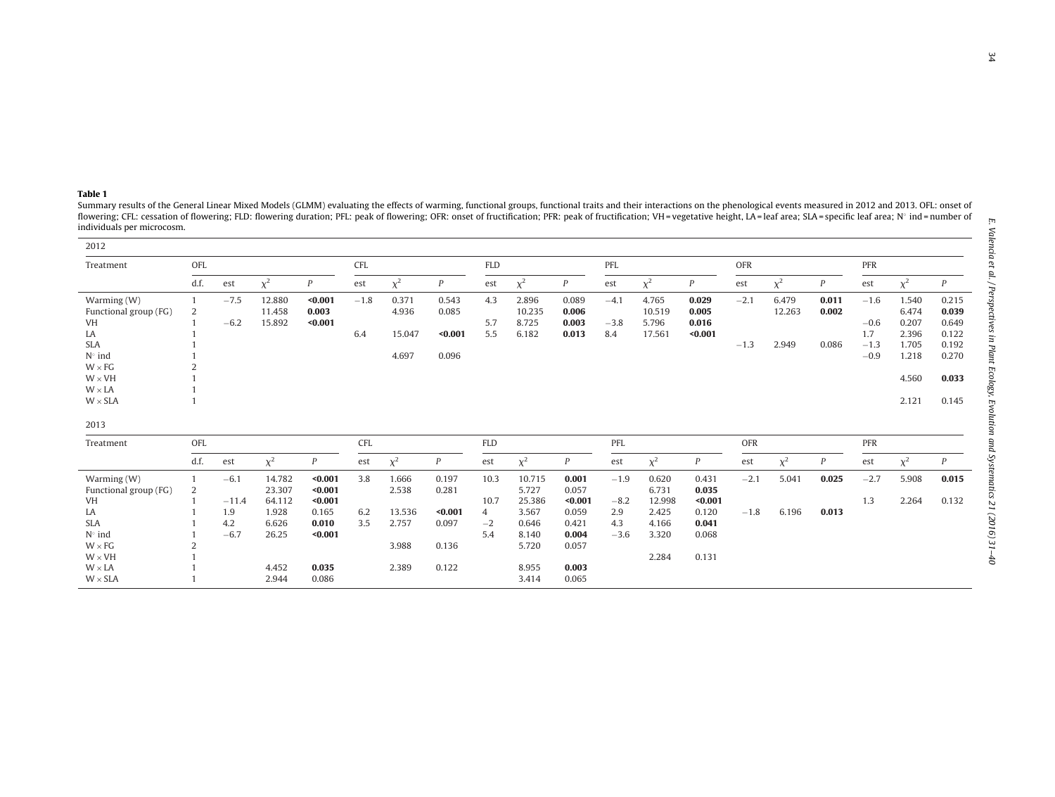**Table 1**
Summary results of the General Linear Mixed Models (GLMM) evaluating the effects of warming, functional groups, functional traits and their interactions on the phenological events measured in 2012 and 2013. OFL: onset of flowering; CFL: cessation of flowering; FLD: flowering duration; PFL: peak of flowering; OFR: onset of fructification; PFR: peak of fructification; VH = vegetative height, LA = leaf area; SLA = specific leaf area; N° ind = number of individuals per microcosm.

2012

| Treatment | OFL | | | | CFL | | | FLD | | | PFL | | | OFR | | | PFR | | |
|---|---|---|---|---|---|---|---|---|---|---|---|---|---|---|---|---|---|---|---|
| | d.f. | est | $\chi^2$ | $P$ | est | $\chi^2$ | $P$ | est | $\chi^2$ | $P$ | est | $\chi^2$ | $P$ | est | $\chi^2$ | $P$ | est | $\chi^2$ | $P$ |
| Warming (W) | 1 | −7.5 | 12.880 | **<0.001** | −1.8 | 0.371 | 0.543 | 4.3 | 2.896 | 0.089 | −4.1 | 4.765 | **0.029** | −2.1 | 6.479 | **0.011** | −1.6 | 1.540 | 0.215 |
| Functional group (FG) | 2 | | 11.458 | **0.003** | | 4.936 | 0.085 | | 10.235 | **0.006** | | 10.519 | **0.005** | | 12.263 | **0.002** | | 6.474 | **0.039** |
| VH | 1 | −6.2 | 15.892 | **<0.001** | | | | 5.7 | 8.725 | **0.003** | −3.8 | 5.796 | **0.016** | | | | −0.6 | 0.207 | 0.649 |
| LA | 1 | | | | 6.4 | 15.047 | **<0.001** | 5.5 | 6.182 | **0.013** | 8.4 | 17.561 | **<0.001** | | | | 1.7 | 2.396 | 0.122 |
| SLA | 1 | | | | | | | | | | | | | −1.3 | 2.949 | 0.086 | −1.3 | 1.705 | 0.192 |
| N° ind | 1 | | | | | 4.697 | 0.096 | | | | | | | | | | −0.9 | 1.218 | 0.270 |
| W × FG | 2 | | | | | | | | | | | | | | | | | | |
| W × VH | 1 | | | | | | | | | | | | | | | | | 4.560 | **0.033** |
| W × LA | 1 | | | | | | | | | | | | | | | | | | |
| W × SLA | 1 | | | | | | | | | | | | | | | | | 2.121 | 0.145 |

2013

| Treatment | OFL | | | | CFL | | | FLD | | | PFL | | | OFR | | | PFR | | |
|---|---|---|---|---|---|---|---|---|---|---|---|---|---|---|---|---|---|---|---|
| | d.f. | est | $\chi^2$ | $P$ | est | $\chi^2$ | $P$ | est | $\chi^2$ | $P$ | est | $\chi^2$ | $P$ | est | $\chi^2$ | $P$ | est | $\chi^2$ | $P$ |
| Warming (W) | 1 | −6.1 | 14.782 | **<0.001** | 3.8 | 1.666 | 0.197 | 10.3 | 10.715 | **0.001** | −1.9 | 0.620 | 0.431 | −2.1 | 5.041 | **0.025** | −2.7 | 5.908 | **0.015** |
| Functional group (FG) | 2 | | 23.307 | **<0.001** | | 2.538 | 0.281 | | 5.727 | 0.057 | | 6.731 | **0.035** | | | | | | |
| VH | 1 | −11.4 | 64.112 | **<0.001** | | | | 10.7 | 25.386 | **<0.001** | −8.2 | 12.998 | **<0.001** | | | | 1.3 | 2.264 | 0.132 |
| LA | 1 | 1.9 | 1.928 | 0.165 | 6.2 | 13.536 | **<0.001** | 4 | 3.567 | 0.059 | 2.9 | 2.425 | 0.120 | −1.8 | 6.196 | **0.013** | | | |
| SLA | 1 | 4.2 | 6.626 | **0.010** | 3.5 | 2.757 | 0.097 | −2 | 0.646 | 0.421 | 4.3 | 4.166 | **0.041** | | | | | | |
| N° ind | 1 | −6.7 | 26.25 | **<0.001** | | | | 5.4 | 8.140 | **0.004** | −3.6 | 3.320 | 0.068 | | | | | | |
| W × FG | 2 | | | | | 3.988 | 0.136 | | 5.720 | 0.057 | | | | | | | | | |
| W × VH | 1 | | | | | | | | | | | 2.284 | 0.131 | | | | | | |
| W × LA | 1 | | 4.452 | **0.035** | | 2.389 | 0.122 | | 8.955 | **0.003** | | | | | | | | | |
| W × SLA | 1 | | 2.944 | 0.086 | | | | | 3.414 | 0.065 | | | | | | | | | |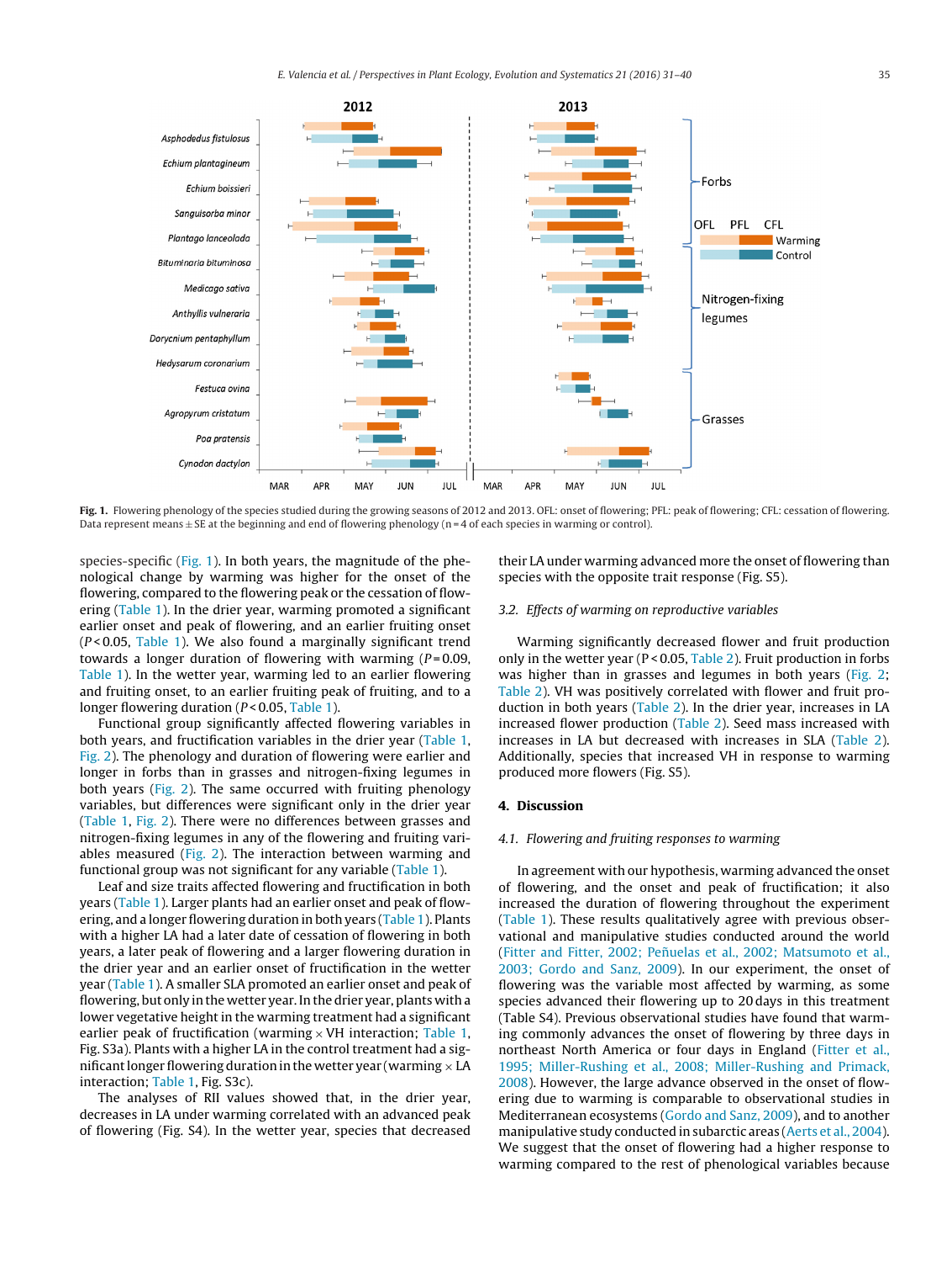**Fig. 1.** Flowering phenology of the species studied during the growing seasons of 2012 and 2013. OFL: onset of flowering; PFL: peak of flowering; CFL: cessation of flowering. Data represent means ± SE at the beginning and end of flowering phenology (n = 4 of each species in warming or control).

species-specific (Fig. 1). In both years, the magnitude of the phenological change by warming was higher for the onset of the flowering, compared to the flowering peak or the cessation of flowering (Table 1). In the drier year, warming promoted a significant earlier onset and peak of flowering, and an earlier fruiting onset ($P < 0.05$, Table 1). We also found a marginally significant trend towards a longer duration of flowering with warming ($P = 0.09$, Table 1). In the wetter year, warming led to an earlier flowering and fruiting onset, to an earlier fruiting peak of fruiting, and to a longer flowering duration ($P < 0.05$, Table 1).

Functional group significantly affected flowering variables in both years, and fructification variables in the drier year (Table 1, Fig. 2). The phenology and duration of flowering were earlier and longer in forbs than in grasses and nitrogen-fixing legumes in both years (Fig. 2). The same occurred with fruiting phenology variables, but differences were significant only in the drier year (Table 1, Fig. 2). There were no differences between grasses and nitrogen-fixing legumes in any of the flowering and fruiting variables measured (Fig. 2). The interaction between warming and functional group was not significant for any variable (Table 1).

Leaf and size traits affected flowering and fructification in both years (Table 1). Larger plants had an earlier onset and peak of flowering, and a longer flowering duration in both years (Table 1). Plants with a higher LA had a later date of cessation of flowering in both years, a later peak of flowering and a larger flowering duration in the drier year and an earlier onset of fructification in the wetter year (Table 1). A smaller SLA promoted an earlier onset and peak of flowering, but only in the wetter year. In the drier year, plants with a lower vegetative height in the warming treatment had a significant earlier peak of fructification (warming × VH interaction; Table 1, Fig. S3a). Plants with a higher LA in the control treatment had a significant longer flowering duration in the wetter year (warming × LA interaction; Table 1, Fig. S3c).

The analyses of RII values showed that, in the drier year, decreases in LA under warming correlated with an advanced peak of flowering (Fig. S4). In the wetter year, species that decreased their LA under warming advanced more the onset of flowering than species with the opposite trait response (Fig. S5).

### 3.2. Effects of warming on reproductive variables

Warming significantly decreased flower and fruit production only in the wetter year ($P < 0.05$, Table 2). Fruit production in forbs was higher than in grasses and legumes in both years (Fig. 2; Table 2). VH was positively correlated with flower and fruit production in both years (Table 2). In the drier year, increases in LA increased flower production (Table 2). Seed mass increased with increases in LA but decreased with increases in SLA (Table 2). Additionally, species that increased VH in response to warming produced more flowers (Fig. S5).

## 4. Discussion

### 4.1. Flowering and fruiting responses to warming

In agreement with our hypothesis, warming advanced the onset of flowering, and the onset and peak of fructification; it also increased the duration of flowering throughout the experiment (Table 1). These results qualitatively agree with previous observational and manipulative studies conducted around the world (Fitter and Fitter, 2002; Peñuelas et al., 2002; Matsumoto et al., 2003; Gordo and Sanz, 2009). In our experiment, the onset of flowering was the variable most affected by warming, as some species advanced their flowering up to 20 days in this treatment (Table S4). Previous observational studies have found that warming commonly advances the onset of flowering by three days in northeast North America or four days in England (Fitter et al., 1995; Miller-Rushing et al., 2008; Miller-Rushing and Primack, 2008). However, the large advance observed in the onset of flowering due to warming is comparable to observational studies in Mediterranean ecosystems (Gordo and Sanz, 2009), and to another manipulative study conducted in subarctic areas (Aerts et al., 2004). We suggest that the onset of flowering had a higher response to warming compared to the rest of phenological variables because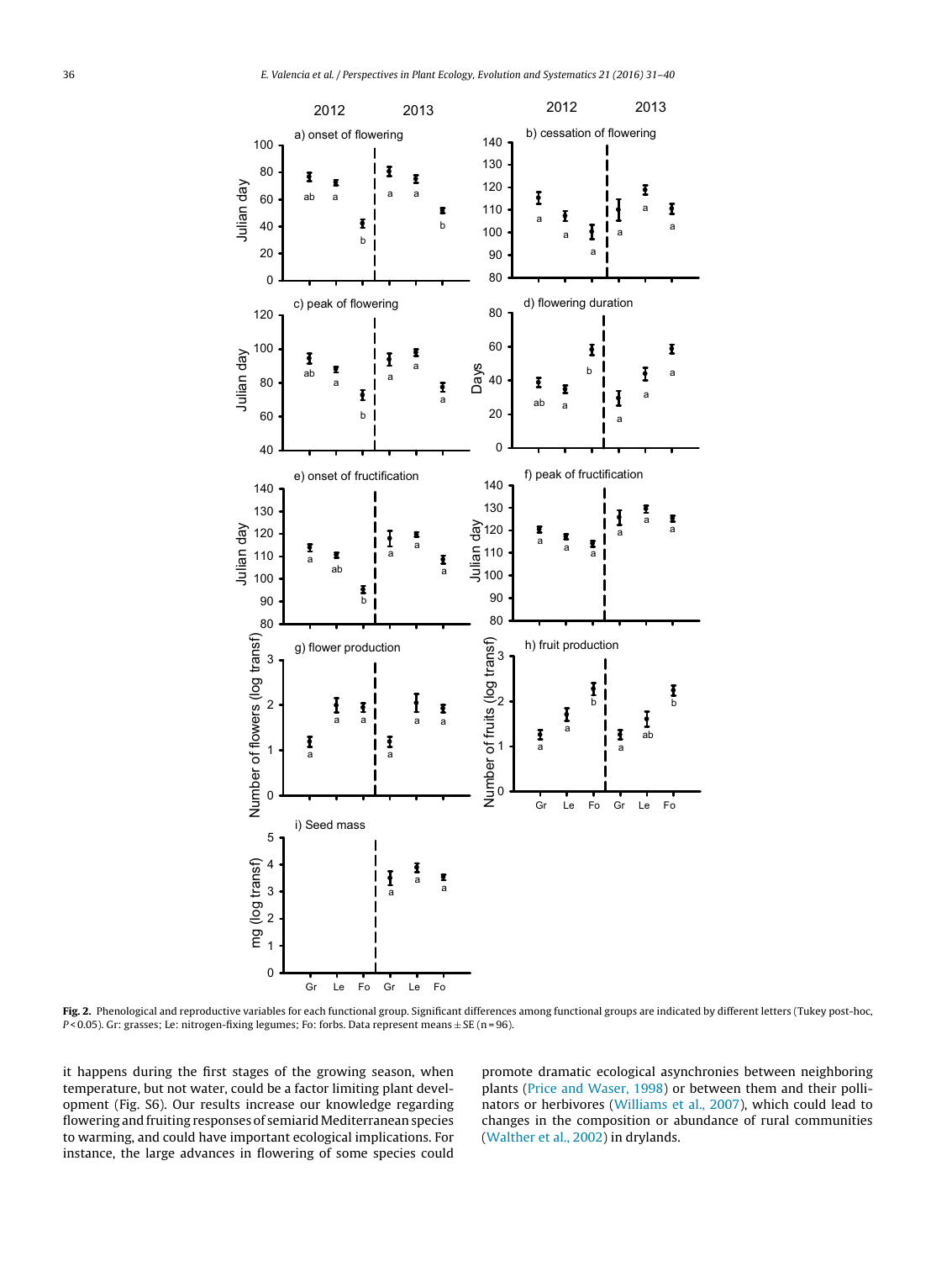**Fig. 2.** Phenological and reproductive variables for each functional group. Significant differences among functional groups are indicated by different letters (Tukey post-hoc, $P < 0.05$). Gr: grasses; Le: nitrogen-fixing legumes; Fo: forbs. Data represent means ± SE (n = 96).

it happens during the first stages of the growing season, when temperature, but not water, could be a factor limiting plant development (Fig. S6). Our results increase our knowledge regarding flowering and fruiting responses of semiarid Mediterranean species to warming, and could have important ecological implications. For instance, the large advances in flowering of some species could promote dramatic ecological asynchronies between neighboring plants (Price and Waser, 1998) or between them and their pollinators or herbivores (Williams et al., 2007), which could lead to changes in the composition or abundance of rural communities (Walther et al., 2002) in drylands.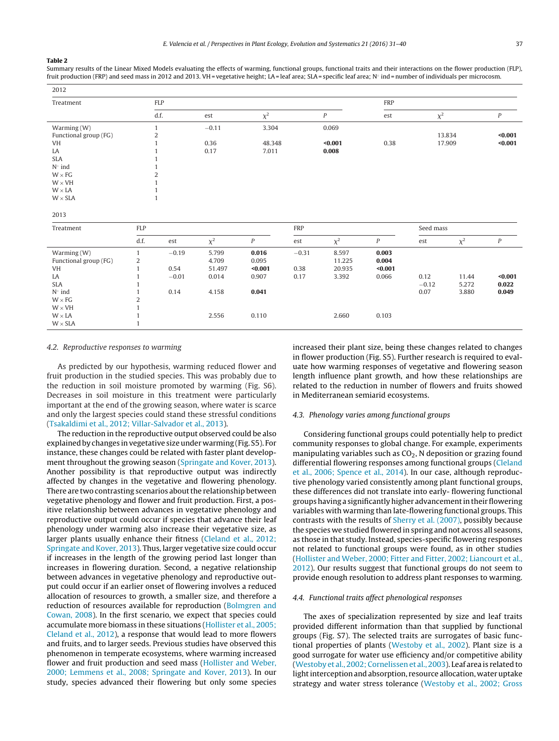**Table 2**
Summary results of the Linear Mixed Models evaluating the effects of warming, functional groups, functional traits and their interactions on the flower production (FLP), fruit production (FRP) and seed mass in 2012 and 2013. VH = vegetative height; LA = leaf area; SLA = specific leaf area; N° ind = number of individuals per microcosm.

2012

| Treatment | FLP | | | | FRP | | |
|---|---|---|---|---|---|---|---|
| | d.f. | est | $\chi^2$ | P | est | $\chi^2$ | P |
| Warming (W) | 1 | −0.11 | 3.304 | 0.069 | | | |
| Functional group (FG) | 2 | | | | | 13.834 | **<0.001** |
| VH | 1 | 0.36 | 48.348 | **<0.001** | 0.38 | 17.909 | **<0.001** |
| LA | 1 | 0.17 | 7.011 | **0.008** | | | |
| SLA | 1 | | | | | | |
| N° ind | 1 | | | | | | |
| W × FG | 2 | | | | | | |
| W × VH | 1 | | | | | | |
| W × LA | 1 | | | | | | |
| W × SLA | 1 | | | | | | |

2013

| Treatment | FLP | | | | FRP | | | Seed mass | | |
|---|---|---|---|---|---|---|---|---|---|---|
| | d.f. | est | $\chi^2$ | P | est | $\chi^2$ | P | est | $\chi^2$ | P |
| Warming (W) | 1 | −0.19 | 5.799 | **0.016** | −0.31 | 8.597 | **0.003** | | | |
| Functional group (FG) | 2 | | 4.709 | 0.095 | | 11.225 | **0.004** | | | |
| VH | 1 | 0.54 | 51.497 | **<0.001** | 0.38 | 20.935 | **<0.001** | | | |
| LA | 1 | −0.01 | 0.014 | 0.907 | 0.17 | 3.392 | 0.066 | 0.12 | 11.44 | **<0.001** |
| SLA | 1 | | | | | | | −0.12 | 5.272 | **0.022** |
| N° ind | 1 | 0.14 | 4.158 | **0.041** | | | | 0.07 | 3.880 | **0.049** |
| W × FG | 2 | | | | | | | | | |
| W × VH | 1 | | | | | | | | | |
| W × LA | 1 | | 2.556 | 0.110 | | 2.660 | 0.103 | | | |
| W × SLA | 1 | | | | | | | | | |

### *4.2. Reproductive responses to warming*

As predicted by our hypothesis, warming reduced flower and fruit production in the studied species. This was probably due to the reduction in soil moisture promoted by warming (Fig. S6). Decreases in soil moisture in this treatment were particularly important at the end of the growing season, where water is scarce and only the largest species could stand these stressful conditions (Tsakaldimi et al., 2012; Villar-Salvador et al., 2013).

The reduction in the reproductive output observed could be also explained by changes in vegetative size under warming (Fig. S5). For instance, these changes could be related with faster plant development throughout the growing season (Springate and Kover, 2013). Another possibility is that reproductive output was indirectly affected by changes in the vegetative and flowering phenology. There are two contrasting scenarios about the relationship between vegetative phenology and flower and fruit production. First, a positive relationship between advances in vegetative phenology and reproductive output could occur if species that advance their leaf phenology under warming also increase their vegetative size, as larger plants usually enhance their fitness (Cleland et al., 2012; Springate and Kover, 2013). Thus, larger vegetative size could occur if increases in the length of the growing period last longer than increases in flowering duration. Second, a negative relationship between advances in vegetative phenology and reproductive output could occur if an earlier onset of flowering involves a reduced allocation of resources to growth, a smaller size, and therefore a reduction of resources available for reproduction (Bolmgren and Cowan, 2008). In the first scenario, we expect that species could accumulate more biomass in these situations (Hollister et al., 2005; Cleland et al., 2012), a response that would lead to more flowers and fruits, and to larger seeds. Previous studies have observed this phenomenon in temperate ecosystems, where warming increased flower and fruit production and seed mass (Hollister and Weber, 2000; Lemmens et al., 2008; Springate and Kover, 2013). In our study, species advanced their flowering but only some species increased their plant size, being these changes related to changes in flower production (Fig. S5). Further research is required to evaluate how warming responses of vegetative and flowering season length influence plant growth, and how these relationships are related to the reduction in number of flowers and fruits showed in Mediterranean semiarid ecosystems.

### *4.3. Phenology varies among functional groups*

Considering functional groups could potentially help to predict community responses to global change. For example, experiments manipulating variables such as $CO_2$, N deposition or grazing found differential flowering responses among functional groups (Cleland et al., 2006; Spence et al., 2014). In our case, although reproductive phenology varied consistently among plant functional groups, these differences did not translate into early- flowering functional groups having a significantly higher advancement in their flowering variables with warming than late-flowering functional groups. This contrasts with the results of Sherry et al. (2007), possibly because the species we studied flowered in spring and not across all seasons, as those in that study. Instead, species-specific flowering responses not related to functional groups were found, as in other studies (Hollister and Weber, 2000; Fitter and Fitter, 2002; Liancourt et al., 2012). Our results suggest that functional groups do not seem to provide enough resolution to address plant responses to warming.

### *4.4. Functional traits affect phenological responses*

The axes of specialization represented by size and leaf traits provided different information than that supplied by functional groups (Fig. S7). The selected traits are surrogates of basic functional properties of plants (Westoby et al., 2002). Plant size is a good surrogate for water use efficiency and/or competitive ability (Westoby et al., 2002; Cornelissen et al., 2003). Leaf area is related to light interception and absorption, resource allocation, water uptake strategy and water stress tolerance (Westoby et al., 2002; Gross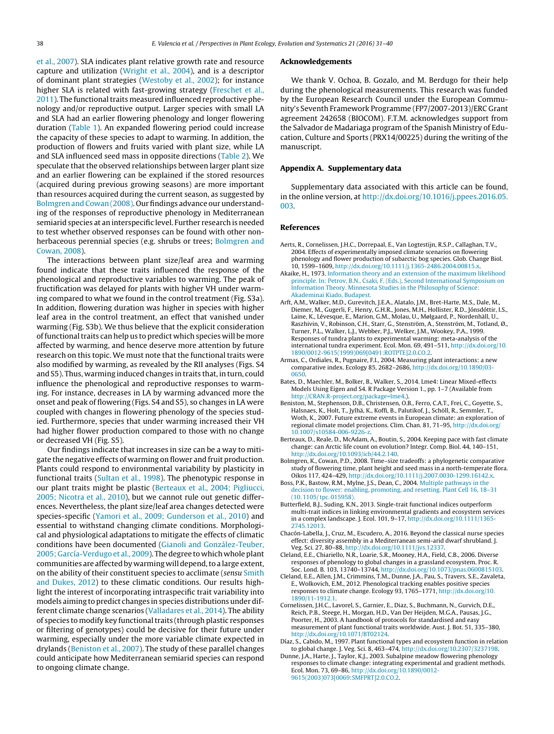et al., 2007). SLA indicates plant relative growth rate and resource capture and utilization (Wright et al., 2004), and is a descriptor of dominant plant strategies (Westoby et al., 2002); for instance higher SLA is related with fast-growing strategy (Freschet et al., 2011). The functional traits measured influenced reproductive phenology and/or reproductive output. Larger species with small LA and SLA had an earlier flowering phenology and longer flowering duration (Table 1). An expanded flowering period could increase the capacity of these species to adapt to warming. In addition, the production of flowers and fruits varied with plant size, while LA and SLA influenced seed mass in opposite directions (Table 2). We speculate that the observed relationships between larger plant size and an earlier flowering can be explained if the stored resources (acquired during previous growing seasons) are more important than resources acquired during the current season, as suggested by Bolmgren and Cowan (2008). Our findings advance our understanding of the responses of reproductive phenology in Mediterranean semiarid species at an interspecific level. Further research is needed to test whether observed responses can be found with other non-herbaceous perennial species (e.g. shrubs or trees; Bolmgren and Cowan, 2008).

The interactions between plant size/leaf area and warming found indicate that these traits influenced the response of the phenological and reproductive variables to warming. The peak of fructification was delayed for plants with higher VH under warming compared to what we found in the control treatment (Fig. S3a). In addition, flowering duration was higher in species with higher leaf area in the control treatment, an effect that vanished under warming (Fig. S3b). We thus believe that the explicit consideration of functional traits can help us to predict which species will be more affected by warming, and hence deserve more attention by future research on this topic. We must note that the functional traits were also modified by warming, as revealed by the RII analyses (Figs. S4 and S5). Thus, warming induced changes in traits that, in turn, could influence the phenological and reproductive responses to warming. For instance, decreases in LA by warming advanced more the onset and peak of flowering (Figs. S4 and S5), so changes in LA were coupled with changes in flowering phenology of the species studied. Furthermore, species that under warming increased their VH had higher flower production compared to those with no change or decreased VH (Fig. S5).

Our findings indicate that increases in size can be a way to mitigate the negative effects of warming on flower and fruit production. Plants could respond to environmental variability by plasticity in functional traits (Sultan et al., 1998). The phenotypic response in our plant traits might be plastic (Berteaux et al., 2004; Pigliucci, 2005; Nicotra et al., 2010), but we cannot rule out genetic differences. Nevertheless, the plant size/leaf area changes detected were species-specific (Yamori et al., 2009; Gunderson et al., 2010) and essential to withstand changing climate conditions. Morphological and physiological adaptations to mitigate the effects of climatic conditions have been documented (Gianoli and González-Teuber, 2005; García-Verdugo et al., 2009). The degree to which whole plant communities are affected by warming will depend, to a large extent, on the ability of their constituent species to acclimate (*sensu* Smith and Dukes, 2012) to these climatic conditions. Our results highlight the interest of incorporating intraspecific trait variability into models aiming to predict changes in species distributions under different climate change scenarios (Valladares et al., 2014). The ability of species to modify key functional traits (through plastic responses or filtering of genotypes) could be decisive for their future under warming, especially under the more variable climate expected in drylands (Beniston et al., 2007). The study of these parallel changes could anticipate how Mediterranean semiarid species can respond to ongoing climate change.

## Acknowledgements

We thank V. Ochoa, B. Gozalo, and M. Berdugo for their help during the phenological measurements. This research was funded by the European Research Council under the European Community's Seventh Framework Programme (FP7/2007-2013)/ERC Grant agreement 242658 (BIOCOM). F.T.M. acknowledges support from the Salvador de Madariaga program of the Spanish Ministry of Education, Culture and Sports (PRX14/00225) during the writing of the manuscript.

## Appendix A. Supplementary data

Supplementary data associated with this article can be found, in the online version, at http://dx.doi.org/10.1016/j.ppees.2016.05.003.

## References

Aerts, R., Cornelissen, J.H.C., Dorrepaal, E., Van Logtestijn, R.S.P., Callaghan, T.V., 2004. Effects of experimentally imposed climate scenarios on flowering phenology and flower production of subarctic bog species. Glob. Change Biol. 10, 1599–1609, http://dx.doi.org/10.1111/j.1365-2486.2004.00815.x.

Akaike, H., 1973. Information theory and an extension of the maximum likelihood principle. In: Petrov, B.N., Csaki, F. (Eds.), Second International Symposium on Information Theory. Minnesota Studies in the Philosophy of Science: Akademinai Kiado, Budapest.

Arft, A.M., Walker, M.D., Gurevitch, J.E.A., Alatalo, J.M., Bret-Harte, M.S., Dale, M., Diemer, M., Gugerli, F., Henry, G.H.R., Jones, M.H., Hollister, R.D., Jónsdóttir, I.S., Laine, K., Lévesque, E., Marion, G.M., Molau, U., Mølgaard, P., Nordenhäll, U., Raszhivin, V., Robinson, C.H., Starr, G., Stenström, A., Stenström, M., Totland, Ø., Turner, P.L., Walker, L.J., Webber, P.J., Welker, J.M., Wookey, P.A., 1999. Responses of tundra plants to experimental warming: meta-analysis of the international tundra experiment. Ecol. Mon. 69, 491–511, http://dx.doi.org/10.1890/0012-9615(1999)069[0491:ROTPTE]2.0.CO;2.

Armas, C., Ordiales, R., Pugnaire, F.I., 2004. Measuring plant interactions: a new comparative index. Ecology 85, 2682–2686, http://dx.doi.org/10.1890/03-0650.

Bates, D., Maechler, M., Bolker, B., Walker, S., 2014. Lme4: Linear Mixed-effects Models Using Eigen and S4. R Package Version 1., pp. 1–7 (Available from http://CRAN.R-project.org/package=lme4.).

Beniston, M., Stephenson, D.B., Christensen, O.B., Ferro, C.A.T., Frei, C., Goyette, S., Halsnaes, K., Holt, T., Jylhä, K., Koffi, B., Palutikof, J., Schöll, R., Semmler, T., Woth, K., 2007. Future extreme events in European climate: an exploration of regional climate model projections. Clim. Chan. 81, 71–95, http://dx.doi.org/10.1007/s10584-006-9226-z.

Berteaux, D., Reale, D., McAdam, A., Boutin, S., 2004. Keeping pace with fast climate change: can Arctic life count on evolution? Integr. Comp. Biol. 44, 140–151, http://dx.doi.org/10.1093/icb/44.2.140.

Bolmgren, K., Cowan, P.D., 2008. Time–size tradeoffs: a phylogenetic comparative study of flowering time, plant height and seed mass in a north-temperate flora. Oikos 117, 424–429, http://dx.doi.org/10.1111/j.2007.0030-1299.16142.x.

Boss, P.K., Bastow, R.M., Mylne, J.S., Dean, C., 2004. Multiple pathways in the decision to flower: enabling, promoting, and resetting. Plant Cell 16, 18–31 (10.1105/ tpc.015958).

Butterfield, B.J., Suding, K.N., 2013. Single-trait functional indices outperform multi-trait indices in linking environmental gradients and ecosystem services in a complex landscape. J. Ecol. 101, 9–17, http://dx.doi.org/10.1111/1365-2745.12013.

Chacón-Labella, J., Cruz, M., Escudero, A., 2016. Beyond the classical nurse species effect: diversity assembly in a Mediterranean semi-arid dwarf shrubland. J. Veg. Sci. 27, 80–88, http://dx.doi.org/10.1111/jvs.12337.

Cleland, E.E., Chiariello, N.R., Loarie, S.R., Mooney, H.A., Field, C.B., 2006. Diverse responses of phenology to global changes in a grassland ecosystem. Proc. R. Soc. Lond. B. 103, 13740–13744, http://dx.doi.org/10.1073/pnas.0600815103.

Cleland, E.E., Allen, J.M., Crimmins, T.M., Dunne, J.A., Pau, S., Travers, S.E., Zavaleta, E., Wolkovich, E.M., 2012. Phenological tracking enables positive species responses to climate change. Ecology 93, 1765–1771, http://dx.doi.org/10.1890/11-1912.1.

Cornelissen, J.H.C., Lavorel, S., Garnier, E., Diaz, S., Buchmann, N., Gurvich, D.E., Reich, P.B., Steege, H., Morgan, H.D., Van Der Heijden, M.G.A., Pausas, J.G., Poorter, H., 2003. A handbook of protocols for standardised and easy measurement of plant functional traits worldwide. Aust. J. Bot. 51, 335–380, http://dx.doi.org/10.1071/BT02124.

Díaz, S., Cabido, M., 1997. Plant functional types and ecosystem function in relation to global change. J. Veg. Sci. 8, 463–474, http://dx.doi.org/10.2307/3237198.

Dunne, J.A., Harte, J., Taylor, K.J., 2003. Subalpine meadow flowering phenology responses to climate change: integrating experimental and gradient methods. Ecol. Mon. 73, 69–86, http://dx.doi.org/10.1890/0012-9615(2003)073[0069:SMFPRT]2.0.CO;2.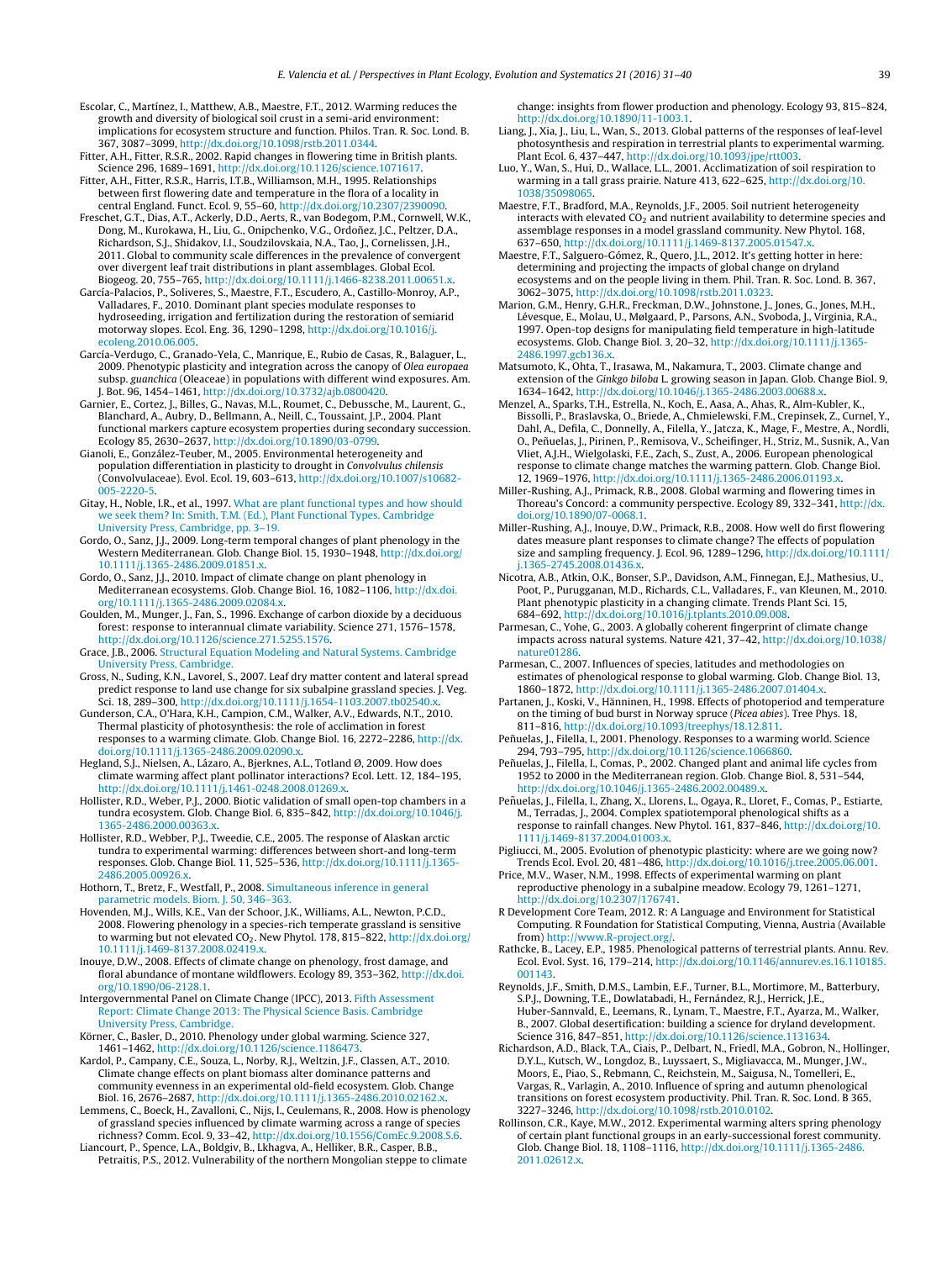Escolar, C., Martínez, I., Matthew, A.B., Maestre, F.T., 2012. Warming reduces the growth and diversity of biological soil crust in a semi-arid environment: implications for ecosystem structure and function. Philos. Tran. R. Soc. Lond. B. 367, 3087–3099, http://dx.doi.org/10.1098/rstb.2011.0344.

Fitter, A.H., Fitter, R.S.R., 2002. Rapid changes in flowering time in British plants. Science 296, 1689–1691, http://dx.doi.org/10.1126/science.1071617.

Fitter, A.H., Fitter, R.S.R., Harris, I.T.B., Williamson, M.H., 1995. Relationships between first flowering date and temperature in the flora of a locality in central England. Funct. Ecol. 9, 55–60, http://dx.doi.org/10.2307/2390090.

Freschet, G.T., Dias, A.T., Ackerly, D.D., Aerts, R., van Bodegom, P.M., Cornwell, W.K., Dong, M., Kurokawa, H., Liu, G., Onipchenko, V.G., Ordoñez, J.C., Peltzer, D.A., Richardson, S.J., Shidakov, I.I., Soudzilovskaia, N.A., Tao, J., Cornelissen, J.H., 2011. Global to community scale differences in the prevalence of convergent over divergent leaf trait distributions in plant assemblages. Global Ecol. Biogeog. 20, 755–765, http://dx.doi.org/10.1111/j.1466-8238.2011.00651.x.

García-Palacios, P., Soliveres, S., Maestre, F.T., Escudero, A., Castillo-Monroy, A.P., Valladares, F., 2010. Dominant plant species modulate responses to hydroseeding, irrigation and fertilization during the restoration of semiarid motorway slopes. Ecol. Eng. 36, 1290–1298, http://dx.doi.org/10.1016/j.ecoleng.2010.06.005.

García-Verdugo, C., Granado-Yela, C., Manrique, E., Rubio de Casas, R., Balaguer, L., 2009. Phenotypic plasticity and integration across the canopy of *Olea europaea* subsp. *guanchica* (Oleaceae) in populations with different wind exposures. Am. J. Bot. 96, 1454–1461, http://dx.doi.org/10.3732/ajb.0800420.

Garnier, E., Cortez, J., Billes, G., Navas, M.L., Roumet, C., Debussche, M., Laurent, G., Blanchard, A., Aubry, D., Bellmann, A., Neill, C., Toussaint, J.P., 2004. Plant functional markers capture ecosystem properties during secondary succession. Ecology 85, 2630–2637, http://dx.doi.org/10.1890/03-0799.

Gianoli, E., González-Teuber, M., 2005. Environmental heterogeneity and population differentiation in plasticity to drought in *Convolvulus chilensis* (Convolvulaceae). Evol. Ecol. 19, 603–613, http://dx.doi.org/10.1007/s10682-005-2220-5.

Gitay, H., Noble, I.R., et al., 1997. What are plant functional types and how should we seek them? In: Smith, T.M. (Ed.), Plant Functional Types. Cambridge University Press, Cambridge, pp. 3–19.

Gordo, O., Sanz, J.J., 2009. Long-term temporal changes of plant phenology in the Western Mediterranean. Glob. Change Biol. 15, 1930–1948, http://dx.doi.org/10.1111/j.1365-2486.2009.01851.x.

Gordo, O., Sanz, J.J., 2010. Impact of climate change on plant phenology in Mediterranean ecosystems. Glob. Change Biol. 16, 1082–1106, http://dx.doi.org/10.1111/j.1365-2486.2009.02084.x.

Goulden, M., Munger, J., Fan, S., 1996. Exchange of carbon dioxide by a deciduous forest: response to interannual climate variability. Science 271, 1576–1578, http://dx.doi.org/10.1126/science.271.5255.1576.

Grace, J.B., 2006. Structural Equation Modeling and Natural Systems. Cambridge University Press, Cambridge.

Gross, N., Suding, K.N., Lavorel, S., 2007. Leaf dry matter content and lateral spread predict response to land use change for six subalpine grassland species. J. Veg. Sci. 18, 289–300, http://dx.doi.org/10.1111/j.1654-1103.2007.tb02540.x.

Gunderson, C.A., O'Hara, K.H., Campion, C.M., Walker, A.V., Edwards, N.T., 2010. Thermal plasticity of photosynthesis: the role of acclimation in forest responses to a warming climate. Glob. Change Biol. 16, 2272–2286, http://dx.doi.org/10.1111/j.1365-2486.2009.02090.x.

Hegland, S.J., Nielsen, A., Lázaro, A., Bjerknes, A.L., Totland Ø, 2009. How does climate warming affect plant pollinator interactions? Ecol. Lett. 12, 184–195, http://dx.doi.org/10.1111/j.1461-0248.2008.01269.x.

Hollister, R.D., Weber, P.J., 2000. Biotic validation of small open-top chambers in a tundra ecosystem. Glob. Change Biol. 6, 835–842, http://dx.doi.org/10.1046/j.1365-2486.2000.00363.x.

Hollister, R.D., Webber, P.J., Tweedie, C.E., 2005. The response of Alaskan arctic tundra to experimental warming: differences between short-and long-term responses. Glob. Change Biol. 11, 525–536, http://dx.doi.org/10.1111/j.1365-2486.2005.00926.x.

Hothorn, T., Bretz, F., Westfall, P., 2008. Simultaneous inference in general parametric models. Biom. J. 50, 346–363.

Hovenden, M.J., Wills, K.E., Van der Schoor, J.K., Williams, A.L., Newton, P.C.D., 2008. Flowering phenology in a species-rich temperate grassland is sensitive to warming but not elevated $CO_2$. New Phytol. 178, 815–822, http://dx.doi.org/10.1111/j.1469-8137.2008.02419.x.

Inouye, D.W., 2008. Effects of climate change on phenology, frost damage, and floral abundance of montane wildflowers. Ecology 89, 353–362, http://dx.doi.org/10.1890/06-2128.1.

Intergovernmental Panel on Climate Change (IPCC), 2013. Fifth Assessment Report: Climate Change 2013: The Physical Science Basis. Cambridge University Press, Cambridge.

Körner, C., Basler, D., 2010. Phenology under global warming. Science 327, 1461–1462, http://dx.doi.org/10.1126/science.1186473.

Kardol, P., Campany, C.E., Souza, L., Norby, R.J., Weltzin, J.F., Classen, A.T., 2010. Climate change effects on plant biomass alter dominance patterns and community evenness in an experimental old-field ecosystem. Glob. Change Biol. 16, 2676–2687, http://dx.doi.org/10.1111/j.1365-2486.2010.02162.x.

Lemmens, C., Boeck, H., Zavalloni, C., Nijs, I., Ceulemans, R., 2008. How is phenology of grassland species influenced by climate warming across a range of species richness? Comm. Ecol. 9, 33–42, http://dx.doi.org/10.1556/ComEc.9.2008.S.6.

Liancourt, P., Spence, L.A., Boldgiv, B., Lkhagva, A., Helliker, B.R., Casper, B.B., Petraitis, P.S., 2012. Vulnerability of the northern Mongolian steppe to climate change: insights from flower production and phenology. Ecology 93, 815–824, http://dx.doi.org/10.1890/11-1003.1.

Liang, J., Xia, J., Liu, L., Wan, S., 2013. Global patterns of the responses of leaf-level photosynthesis and respiration in terrestrial plants to experimental warming. Plant Ecol. 6, 437–447, http://dx.doi.org/10.1093/jpe/rtt003.

Luo, Y., Wan, S., Hui, D., Wallace, L.L., 2001. Acclimatization of soil respiration to warming in a tall grass prairie. Nature 413, 622–625, http://dx.doi.org/10.1038/35098065.

Maestre, F.T., Bradford, M.A., Reynolds, J.F., 2005. Soil nutrient heterogeneity interacts with elevated $CO_2$ and nutrient availability to determine species and assemblage responses in a model grassland community. New Phytol. 168, 637–650, http://dx.doi.org/10.1111/j.1469-8137.2005.01547.x.

Maestre, F.T., Salguero-Gómez, R., Quero, J.L., 2012. It's getting hotter in here: determining and projecting the impacts of global change on dryland ecosystems and on the people living in them. Phil. Tran. R. Soc. Lond. B. 367, 3062–3075, http://dx.doi.org/10.1098/rstb.2011.0323.

Marion, G.M., Henry, G.H.R., Freckman, D.W., Johnstone, J., Jones, G., Jones, M.H., Lévesque, E., Molau, U., Mølgaard, P., Parsons, A.N., Svoboda, J., Virginia, R.A., 1997. Open-top designs for manipulating field temperature in high-latitude ecosystems. Glob. Change Biol. 3, 20–32, http://dx.doi.org/10.1111/j.1365-2486.1997.gcb136.x.

Matsumoto, K., Ohta, T., Irasawa, M., Nakamura, T., 2003. Climate change and extension of the *Ginkgo biloba* L. growing season in Japan. Glob. Change Biol. 9, 1634–1642, http://dx.doi.org/10.1046/j.1365-2486.2003.00688.x.

Menzel, A., Sparks, T.H., Estrella, N., Koch, E., Aasa, A., Ahas, R., Alm-Kubler, K., Bissolli, P., Braslavska, O., Briede, A., Chmielewski, F.M., Crepinsek, Z., Curnel, Y., Dahl, A., Defila, C., Donnelly, A., Filella, Y., Jatcza, K., Mage, F., Mestre, A., Nordli, O., Peñuelas, J., Pirinen, P., Remisova, V., Scheifinger, H., Striz, M., Susnik, A., Van Vliet, A.J.H., Wielgolaski, F.E., Zach, S., Zust, A., 2006. European phenological response to climate change matches the warming pattern. Glob. Change Biol. 12, 1969–1976, http://dx.doi.org/10.1111/j.1365-2486.2006.01193.x.

Miller-Rushing, A.J., Primack, R.B., 2008. Global warming and flowering times in Thoreau's Concord: a community perspective. Ecology 89, 332–341, http://dx.doi.org/10.1890/07-0068.1.

Miller-Rushing, A.J., Inouye, D.W., Primack, R.B., 2008. How well do first flowering dates measure plant responses to climate change? The effects of population size and sampling frequency. J. Ecol. 96, 1289–1296, http://dx.doi.org/10.1111/j.1365-2745.2008.01436.x.

Nicotra, A.B., Atkin, O.K., Bonser, S.P., Davidson, A.M., Finnegan, E.J., Mathesius, U., Poot, P., Purugganan, M.D., Richards, C.L., Valladares, F., van Kleunen, M., 2010. Plant phenotypic plasticity in a changing climate. Trends Plant Sci. 15, 684–692, http://dx.doi.org/10.1016/j.tplants.2010.09.008.

Parmesan, C., Yohe, G., 2003. A globally coherent fingerprint of climate change impacts across natural systems. Nature 421, 37–42, http://dx.doi.org/10.1038/nature01286.

Parmesan, C., 2007. Influences of species, latitudes and methodologies on estimates of phenological response to global warming. Glob. Change Biol. 13, 1860–1872, http://dx.doi.org/10.1111/j.1365-2486.2007.01404.x.

Partanen, J., Koski, V., Hänninen, H., 1998. Effects of photoperiod and temperature on the timing of bud burst in Norway spruce (*Picea abies*). Tree Phys. 18, 811–816, http://dx.doi.org/10.1093/treephys/18.12.811.

Peñuelas, J., Filella, I., 2001. Phenology. Responses to a warming world. Science 294, 793–795, http://dx.doi.org/10.1126/science.1066860.

Peñuelas, J., Filella, I., Comas, P., 2002. Changed plant and animal life cycles from 1952 to 2000 in the Mediterranean region. Glob. Change Biol. 8, 531–544, http://dx.doi.org/10.1046/j.1365-2486.2002.00489.x.

Peñuelas, J., Filella, I., Zhang, X., Llorens, L., Ogaya, R., Lloret, F., Comas, P., Estiarte, M., Terradas, J., 2004. Complex spatiotemporal phenological shifts as a response to rainfall changes. New Phytol. 161, 837–846, http://dx.doi.org/10.1111/j.1469-8137.2004.01003.x.

Pigliucci, M., 2005. Evolution of phenotypic plasticity: where are we going now? Trends Ecol. Evol. 20, 481–486, http://dx.doi.org/10.1016/j.tree.2005.06.001.

Price, M.V., Waser, N.M., 1998. Effects of experimental warming on plant reproductive phenology in a subalpine meadow. Ecology 79, 1261–1271, http://dx.doi.org/10.2307/176741.

R Development Core Team, 2012. R: A Language and Environment for Statistical Computing. R Foundation for Statistical Computing, Vienna, Austria (Available from) http://www.R-project.org/.

Rathcke, B., Lacey, E.P., 1985. Phenological patterns of terrestrial plants. Annu. Rev. Ecol. Evol. Syst. 16, 179–214, http://dx.doi.org/10.1146/annurev.es.16.110185.001143.

Reynolds, J.F., Smith, D.M.S., Lambin, E.F., Turner, B.L., Mortimore, M., Batterbury, S.P.J., Downing, T.E., Dowlatabadi, H., Fernández, R.J., Herrick, J.E., Huber-Sannvald, E., Leemans, R., Lynam, T., Maestre, F.T., Ayarza, M., Walker, B., 2007. Global desertification: building a science for dryland development. Science 316, 847–851, http://dx.doi.org/10.1126/science.1131634.

Richardson, A.D., Black, T.A., Ciais, P., Delbart, N., Friedl, M.A., Gobron, N., Hollinger, D.Y.L., Kutsch, W., Longdoz, B., Luyssaert, S., Migliavacca, M., Munger, J.W., Moors, E., Piao, S., Rebmann, C., Reichstein, M., Saigusa, N., Tomelleri, E., Vargas, R., Varlagin, A., 2010. Influence of spring and autumn phenological transitions on forest ecosystem productivity. Phil. Tran. R. Soc. Lond. B 365, 3227–3246, http://dx.doi.org/10.1098/rstb.2010.0102.

Rollinson, C.R., Kaye, M.W., 2012. Experimental warming alters spring phenology of certain plant functional groups in an early-successional forest community. Glob. Change Biol. 18, 1108–1116, http://dx.doi.org/10.1111/j.1365-2486.2011.02612.x.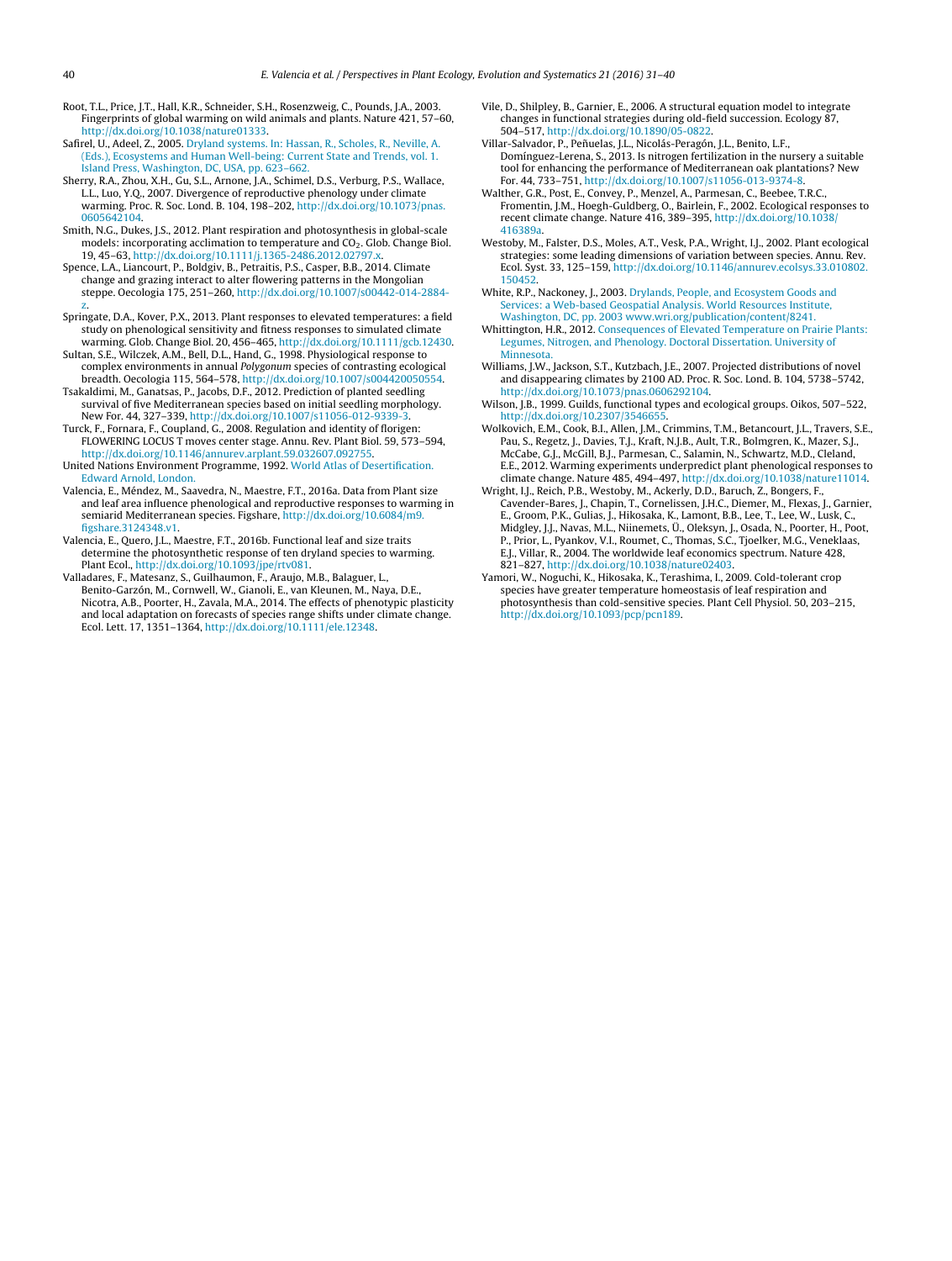Root, T.L., Price, J.T., Hall, K.R., Schneider, S.H., Rosenzweig, C., Pounds, J.A., 2003. Fingerprints of global warming on wild animals and plants. Nature 421, 57–60, http://dx.doi.org/10.1038/nature01333.

Safirel, U., Adeel, Z., 2005. Dryland systems. In: Hassan, R., Scholes, R., Neville, A. (Eds.), Ecosystems and Human Well-being: Current State and Trends, vol. 1. Island Press, Washington, DC, USA, pp. 623–662.

Sherry, R.A., Zhou, X.H., Gu, S.L., Arnone, J.A., Schimel, D.S., Verburg, P.S., Wallace, L.L., Luo, Y.Q., 2007. Divergence of reproductive phenology under climate warming. Proc. R. Soc. Lond. B. 104, 198–202, http://dx.doi.org/10.1073/pnas.0605642104.

Smith, N.G., Dukes, J.S., 2012. Plant respiration and photosynthesis in global-scale models: incorporating acclimation to temperature and $CO_2$. Glob. Change Biol. 19, 45–63, http://dx.doi.org/10.1111/j.1365-2486.2012.02797.x.

Spence, L.A., Liancourt, P., Boldgiv, B., Petraitis, P.S., Casper, B.B., 2014. Climate change and grazing interact to alter flowering patterns in the Mongolian steppe. Oecologia 175, 251–260, http://dx.doi.org/10.1007/s00442-014-2884-z.

Springate, D.A., Kover, P.X., 2013. Plant responses to elevated temperatures: a field study on phenological sensitivity and fitness responses to simulated climate warming. Glob. Change Biol. 20, 456–465, http://dx.doi.org/10.1111/gcb.12430.

Sultan, S.E., Wilczek, A.M., Bell, D.L., Hand, G., 1998. Physiological response to complex environments in annual *Polygonum* species of contrasting ecological breadth. Oecologia 115, 564–578, http://dx.doi.org/10.1007/s004420050554.

Tsakaldimi, M., Ganatsas, P., Jacobs, D.F., 2012. Prediction of planted seedling survival of five Mediterranean species based on initial seedling morphology. New For. 44, 327–339, http://dx.doi.org/10.1007/s11056-012-9339-3.

Turck, F., Fornara, F., Coupland, G., 2008. Regulation and identity of florigen: FLOWERING LOCUS T moves center stage. Annu. Rev. Plant Biol. 59, 573–594, http://dx.doi.org/10.1146/annurev.arplant.59.032607.092755.

United Nations Environment Programme, 1992. World Atlas of Desertification. Edward Arnold, London.

Valencia, E., Méndez, M., Saavedra, N., Maestre, F.T., 2016a. Data from Plant size and leaf area influence phenological and reproductive responses to warming in semiarid Mediterranean species. Figshare, http://dx.doi.org/10.6084/m9.figshare.3124348.v1.

Valencia, E., Quero, J.L., Maestre, F.T., 2016b. Functional leaf and size traits determine the photosynthetic response of ten dryland species to warming. Plant Ecol., http://dx.doi.org/10.1093/jpe/rtv081.

Valladares, F., Matesanz, S., Guilhaumon, F., Araujo, M.B., Balaguer, L., Benito-Garzón, M., Cornwell, W., Gianoli, E., van Kleunen, M., Naya, D.E., Nicotra, A.B., Poorter, H., Zavala, M.A., 2014. The effects of phenotypic plasticity and local adaptation on forecasts of species range shifts under climate change. Ecol. Lett. 17, 1351–1364, http://dx.doi.org/10.1111/ele.12348.

Vile, D., Shilpley, B., Garnier, E., 2006. A structural equation model to integrate changes in functional strategies during old-field succession. Ecology 87, 504–517, http://dx.doi.org/10.1890/05-0822.

Villar-Salvador, P., Peñuelas, J.L., Nicolás-Peragón, J.L., Benito, L.F., Domínguez-Lerena, S., 2013. Is nitrogen fertilization in the nursery a suitable tool for enhancing the performance of Mediterranean oak plantations? New For. 44, 733–751, http://dx.doi.org/10.1007/s11056-013-9374-8.

Walther, G.R., Post, E., Convey, P., Menzel, A., Parmesan, C., Beebee, T.R.C., Fromentin, J.M., Hoegh-Guldberg, O., Bairlein, F., 2002. Ecological responses to recent climate change. Nature 416, 389–395, http://dx.doi.org/10.1038/416389a.

Westoby, M., Falster, D.S., Moles, A.T., Vesk, P.A., Wright, I.J., 2002. Plant ecological strategies: some leading dimensions of variation between species. Annu. Rev. Ecol. Syst. 33, 125–159, http://dx.doi.org/10.1146/annurev.ecolsys.33.010802.150452.

White, R.P., Nackoney, J., 2003. Drylands, People, and Ecosystem Goods and Services: a Web-based Geospatial Analysis. World Resources Institute, Washington, DC, pp. 2003 www.wri.org/publication/content/8241.

Whittington, H.R., 2012. Consequences of Elevated Temperature on Prairie Plants: Legumes, Nitrogen, and Phenology. Doctoral Dissertation. University of Minnesota.

Williams, J.W., Jackson, S.T., Kutzbach, J.E., 2007. Projected distributions of novel and disappearing climates by 2100 AD. Proc. R. Soc. Lond. B. 104, 5738–5742, http://dx.doi.org/10.1073/pnas.0606292104.

Wilson, J.B., 1999. Guilds, functional types and ecological groups. Oikos, 507–522, http://dx.doi.org/10.2307/3546655.

Wolkovich, E.M., Cook, B.I., Allen, J.M., Crimmins, T.M., Betancourt, J.L., Travers, S.E., Pau, S., Regetz, J., Davies, T.J., Kraft, N.J.B., Ault, T.R., Bolmgren, K., Mazer, S.J., McCabe, G.J., McGill, B.J., Parmesan, C., Salamin, N., Schwartz, M.D., Cleland, E.E., 2012. Warming experiments underpredict plant phenological responses to climate change. Nature 485, 494–497, http://dx.doi.org/10.1038/nature11014.

Wright, I.J., Reich, P.B., Westoby, M., Ackerly, D.D., Baruch, Z., Bongers, F., Cavender-Bares, J., Chapin, T., Cornelissen, J.H.C., Diemer, M., Flexas, J., Garnier, E., Groom, P.K., Gulias, J., Hikosaka, K., Lamont, B.B., Lee, T., Lee, W., Lusk, C., Midgley, J.J., Navas, M.L., Niinemets, Ü., Oleksyn, J., Osada, N., Poorter, H., Poot, P., Prior, L., Pyankov, V.I., Roumet, C., Thomas, S.C., Tjoelker, M.G., Veneklaas, E.J., Villar, R., 2004. The worldwide leaf economics spectrum. Nature 428, 821–827, http://dx.doi.org/10.1038/nature02403.

Yamori, W., Noguchi, K., Hikosaka, K., Terashima, I., 2009. Cold-tolerant crop species have greater temperature homeostasis of leaf respiration and photosynthesis than cold-sensitive species. Plant Cell Physiol. 50, 203–215, http://dx.doi.org/10.1093/pcp/pcn189.